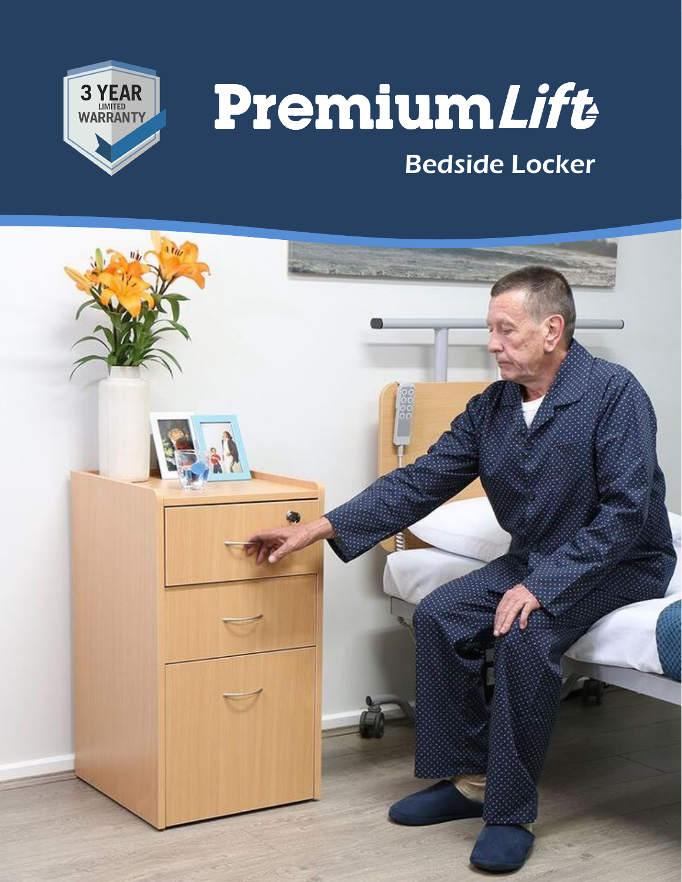# PremiumLift

## Bedside Locker

3 YEAR LIMITED WARRANTY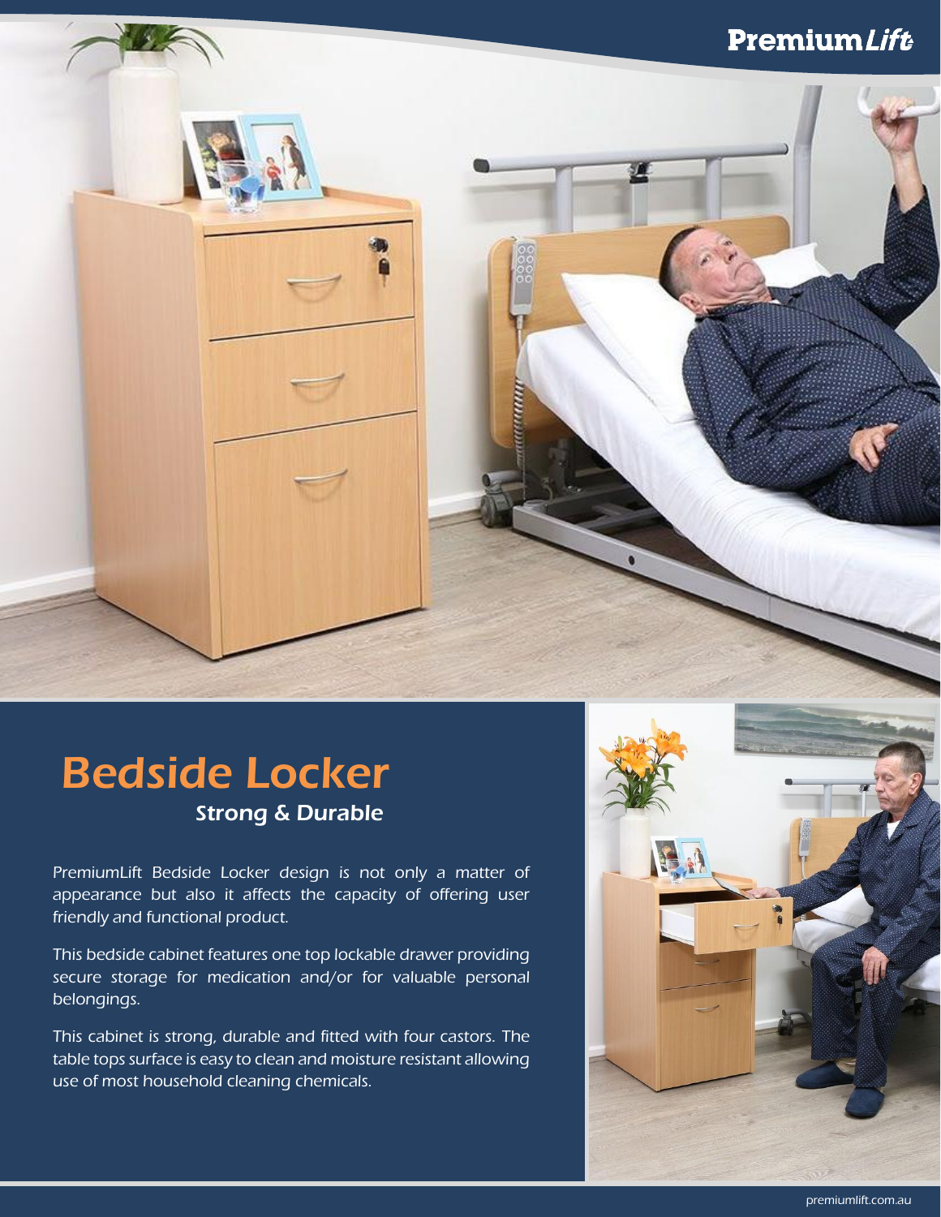# Bedside Locker

### *Strong & Durable*

PremiumLift Bedside Locker design is not only a matter of appearance but also it affects the capacity of offering user friendly and functional product.

This bedside cabinet features one top lockable drawer providing secure storage for medication and/or for valuable personal belongings.

This cabinet is strong, durable and fitted with four castors. The table tops surface is easy to clean and moisture resistant allowing use of most household cleaning chemicals.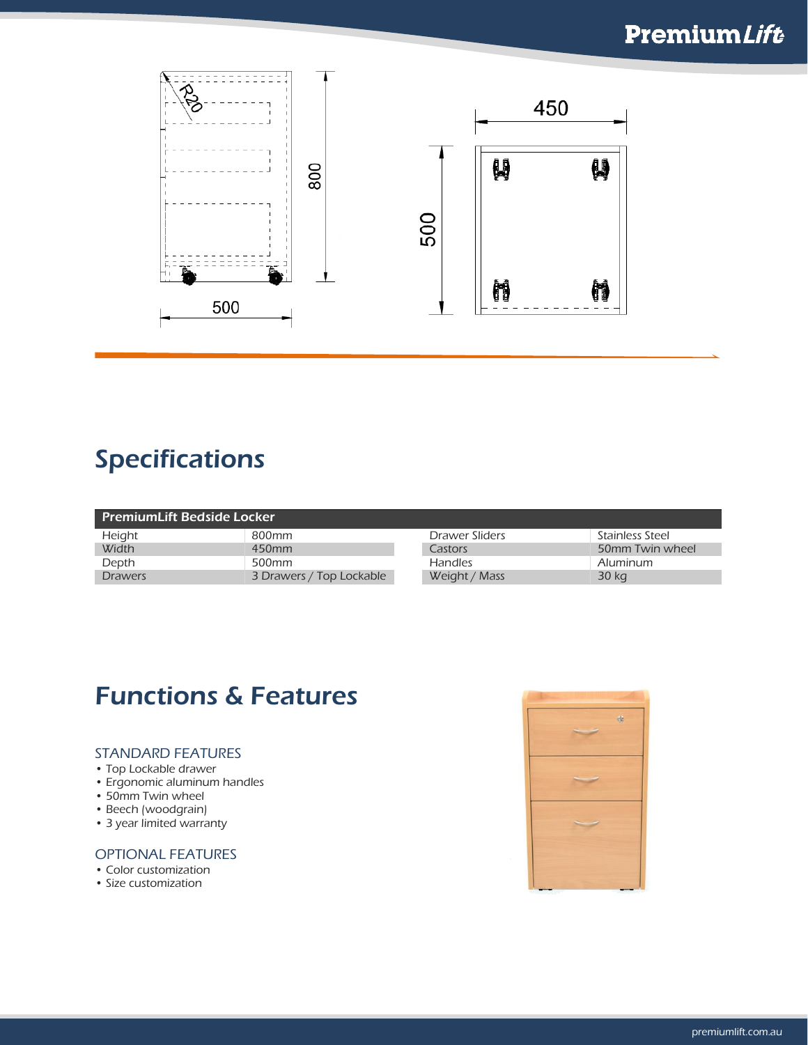## Specifications

| PremiumLift Bedside Locker | | | |
|---|---|---|---|
| Height | 800mm | Drawer Sliders | Stainless Steel |
| Width | 450mm | Castors | 50mm Twin wheel |
| Depth | 500mm | Handles | Aluminum |
| Drawers | 3 Drawers / Top Lockable | Weight / Mass | 30 kg |

## Functions & Features

### STANDARD FEATURES

- Top Lockable drawer
- Ergonomic aluminum handles
- 50mm Twin wheel
- Beech (woodgrain)
- 3 year limited warranty

### OPTIONAL FEATURES

- Color customization
- Size customization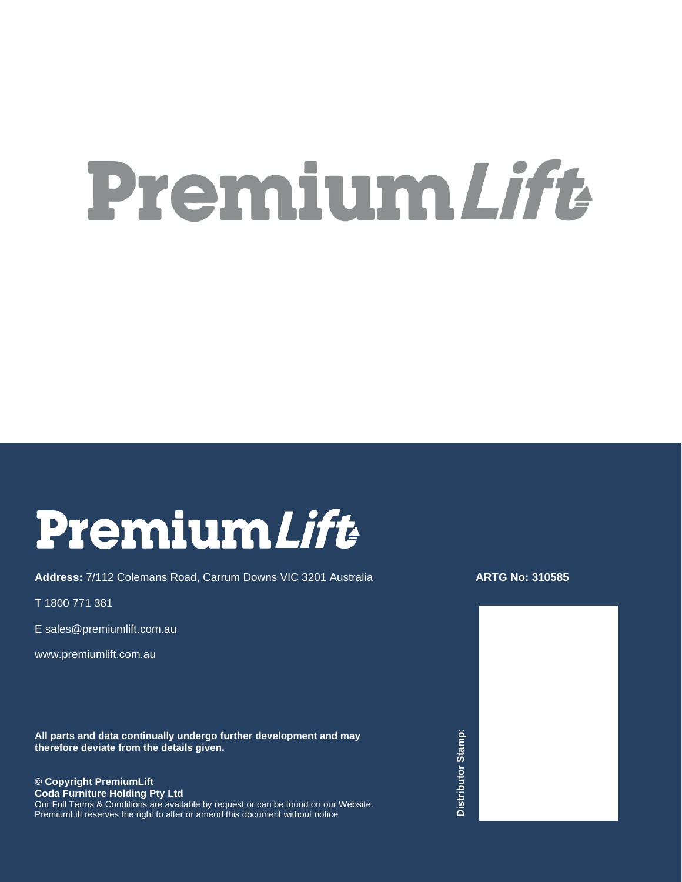# PremiumLift

# PremiumLift

**Address:** 7/112 Colemans Road, Carrum Downs VIC 3201 Australia

T 1800 771 381

E sales@premiumlift.com.au

www.premiumlift.com.au

**ARTG No: 310585**

**Distributor Stamp:**

**All parts and data continually undergo further development and may therefore deviate from the details given.**

**© Copyright PremiumLift**
**Coda Furniture Holding Pty Ltd**
Our Full Terms & Conditions are available by request or can be found on our Website.
PremiumLift reserves the right to alter or amend this document without notice